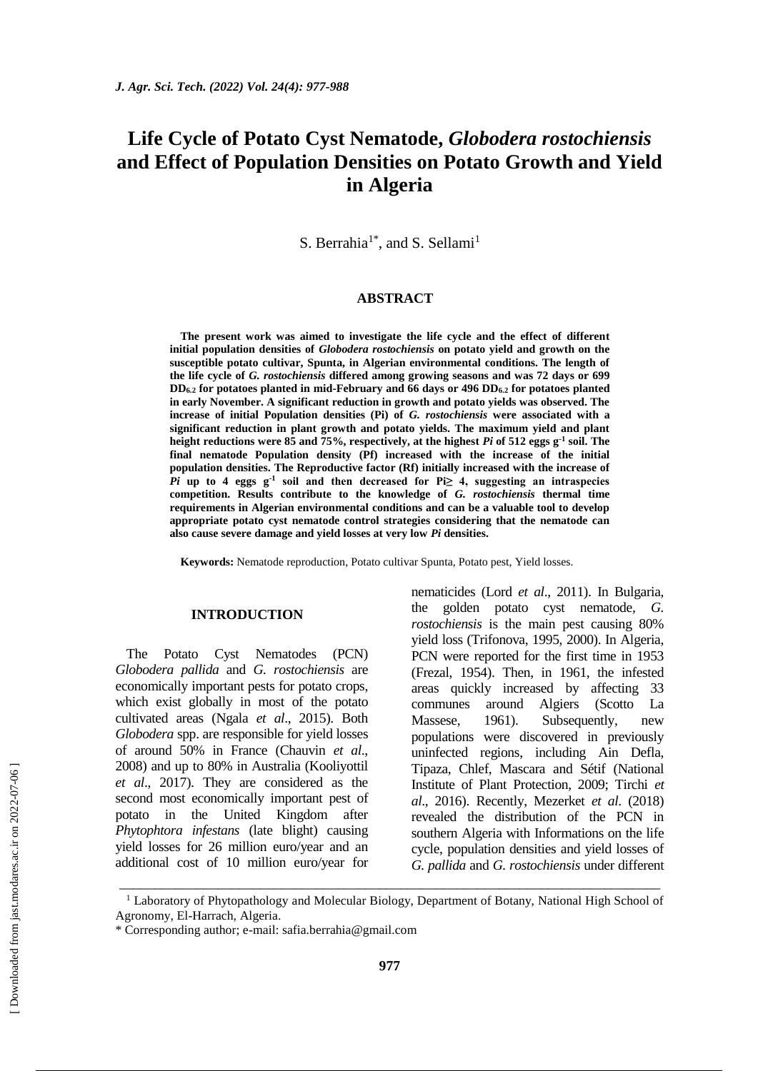# Life Cycle of Potato Cyst Nematode, *Globodera rostochiensis* and Effect of Population Densities on Potato Growth and Yield in Algeria

S. Berrahia[1*], and S. Sellami[1]

## ABSTRACT

**The present work was aimed to investigate the life cycle and the effect of different initial population densities of *Globodera rostochiensis* on potato yield and growth on the susceptible potato cultivar, Spunta, in Algerian environmental conditions. The length of the life cycle of *G. rostochiensis* differed among growing seasons and was 72 days or 699 $DD_{6.2}$ for potatoes planted in mid-February and 66 days or 496 $DD_{6.2}$ for potatoes planted in early November. A significant reduction in growth and potato yields was observed. The increase of initial Population densities (Pi) of *G. rostochiensis* were associated with a significant reduction in plant growth and potato yields. The maximum yield and plant height reductions were 85 and 75%, respectively, at the highest *Pi* of 512 eggs $g^{-1}$ soil. The final nematode Population density (Pf) increased with the increase of the initial population densities. The Reproductive factor (Rf) initially increased with the increase of *Pi* up to 4 eggs $g^{-1}$ soil and then decreased for $Pi \geq 4$, suggesting an intraspecies competition. Results contribute to the knowledge of *G. rostochiensis* thermal time requirements in Algerian environmental conditions and can be a valuable tool to develop appropriate potato cyst nematode control strategies considering that the nematode can also cause severe damage and yield losses at very low *Pi* densities.**

**Keywords:** Nematode reproduction, Potato cultivar Spunta, Potato pest, Yield losses.

## INTRODUCTION

The Potato Cyst Nematodes (PCN) *Globodera pallida* and *G. rostochiensis* are economically important pests for potato crops, which exist globally in most of the potato cultivated areas (Ngala *et al*., 2015). Both *Globodera* spp. are responsible for yield losses of around 50% in France (Chauvin *et al*., 2008) and up to 80% in Australia (Kooliyottil *et al*., 2017). They are considered as the second most economically important pest of potato in the United Kingdom after *Phytophtora infestans* (late blight) causing yield losses for 26 million euro/year and an additional cost of 10 million euro/year for nematicides (Lord *et al*., 2011). In Bulgaria, the golden potato cyst nematode, *G. rostochiensis* is the main pest causing 80% yield loss (Trifonova, 1995, 2000). In Algeria, PCN were reported for the first time in 1953 (Frezal, 1954). Then, in 1961, the infested areas quickly increased by affecting 33 communes around Algiers (Scotto La Massese, 1961). Subsequently, new populations were discovered in previously uninfected regions, including Ain Defla, Tipaza, Chlef, Mascara and Sétif (National Institute of Plant Protection, 2009; Tirchi *et al*., 2016). Recently, Mezerket *et al*. (2018) revealed the distribution of the PCN in southern Algeria with Informations on the life cycle, population densities and yield losses of *G. pallida* and *G. rostochiensis* under different

---

[1] Laboratory of Phytopathology and Molecular Biology, Department of Botany, National High School of Agronomy, El-Harrach, Algeria.

\* Corresponding author; e-mail: safia.berrahia@gmail.com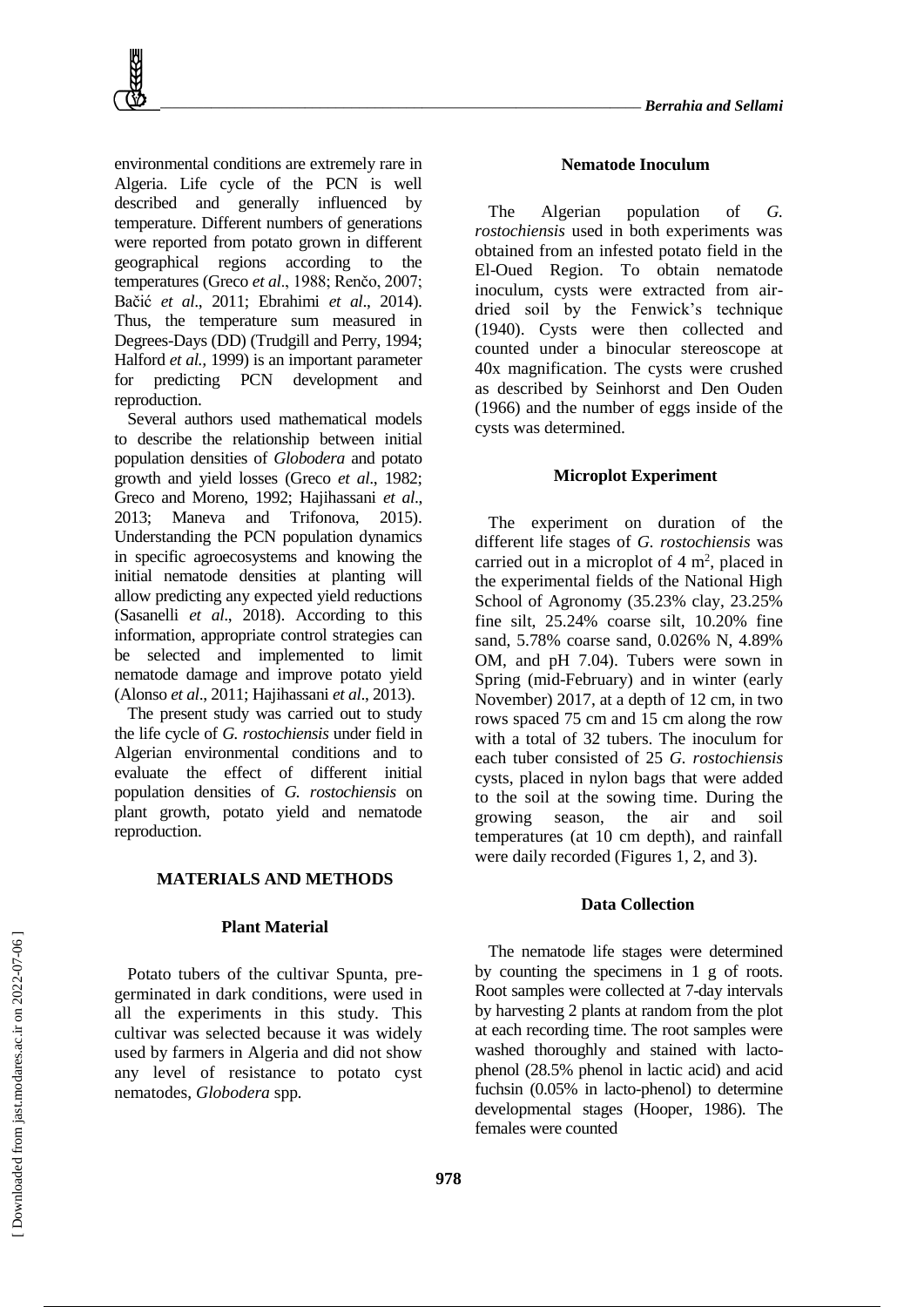environmental conditions are extremely rare in Algeria. Life cycle of the PCN is well described and generally influenced by temperature. Different numbers of generations were reported from potato grown in different geographical regions according to the temperatures (Greco *et al*., 1988; Renčo, 2007; Bačić *et al*., 2011; Ebrahimi *et al*., 2014). Thus, the temperature sum measured in Degrees-Days (DD) (Trudgill and Perry, 1994; Halford *et al.*, 1999) is an important parameter for predicting PCN development and reproduction.

Several authors used mathematical models to describe the relationship between initial population densities of *Globodera* and potato growth and yield losses (Greco *et al*., 1982; Greco and Moreno, 1992; Hajihassani *et al*., 2013; Maneva and Trifonova, 2015). Understanding the PCN population dynamics in specific agroecosystems and knowing the initial nematode densities at planting will allow predicting any expected yield reductions (Sasanelli *et al*., 2018). According to this information, appropriate control strategies can be selected and implemented to limit nematode damage and improve potato yield (Alonso *et al*., 2011; Hajihassani *et al*., 2013).

The present study was carried out to study the life cycle of *G. rostochiensis* under field in Algerian environmental conditions and to evaluate the effect of different initial population densities of *G. rostochiensis* on plant growth, potato yield and nematode reproduction.

## MATERIALS AND METHODS

### Plant Material

Potato tubers of the cultivar Spunta, pre-germinated in dark conditions, were used in all the experiments in this study. This cultivar was selected because it was widely used by farmers in Algeria and did not show any level of resistance to potato cyst nematodes, *Globodera* spp.

### Nematode Inoculum

The Algerian population of *G. rostochiensis* used in both experiments was obtained from an infested potato field in the El-Oued Region. To obtain nematode inoculum, cysts were extracted from air-dried soil by the Fenwick's technique (1940). Cysts were then collected and counted under a binocular stereoscope at 40x magnification. The cysts were crushed as described by Seinhorst and Den Ouden (1966) and the number of eggs inside of the cysts was determined.

### Microplot Experiment

The experiment on duration of the different life stages of *G. rostochiensis* was carried out in a microplot of 4 $m^2$, placed in the experimental fields of the National High School of Agronomy (35.23% clay, 23.25% fine silt, 25.24% coarse silt, 10.20% fine sand, 5.78% coarse sand, 0.026% N, 4.89% OM, and pH 7.04). Tubers were sown in Spring (mid-February) and in winter (early November) 2017, at a depth of 12 cm, in two rows spaced 75 cm and 15 cm along the row with a total of 32 tubers. The inoculum for each tuber consisted of 25 *G. rostochiensis* cysts, placed in nylon bags that were added to the soil at the sowing time. During the growing season, the air and soil temperatures (at 10 cm depth), and rainfall were daily recorded (Figures 1, 2, and 3).

### Data Collection

The nematode life stages were determined by counting the specimens in 1 g of roots. Root samples were collected at 7-day intervals by harvesting 2 plants at random from the plot at each recording time. The root samples were washed thoroughly and stained with lacto-phenol (28.5% phenol in lactic acid) and acid fuchsin (0.05% in lacto-phenol) to determine developmental stages (Hooper, 1986). The females were counted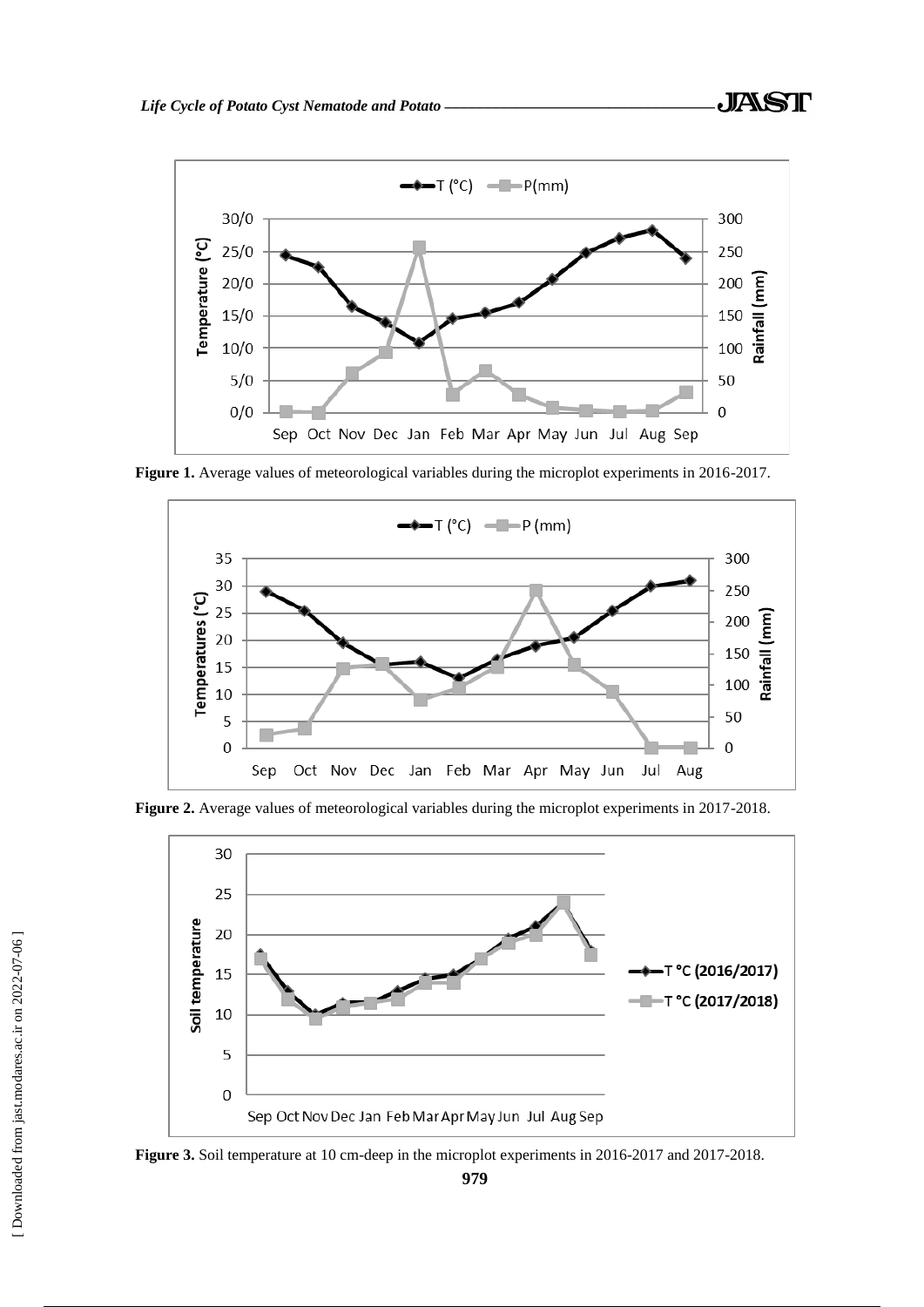**Figure 1.** Average values of meteorological variables during the microplot experiments in 2016-2017.

**Figure 2.** Average values of meteorological variables during the microplot experiments in 2017-2018.

**Figure 3.** Soil temperature at 10 cm-deep in the microplot experiments in 2016-2017 and 2017-2018.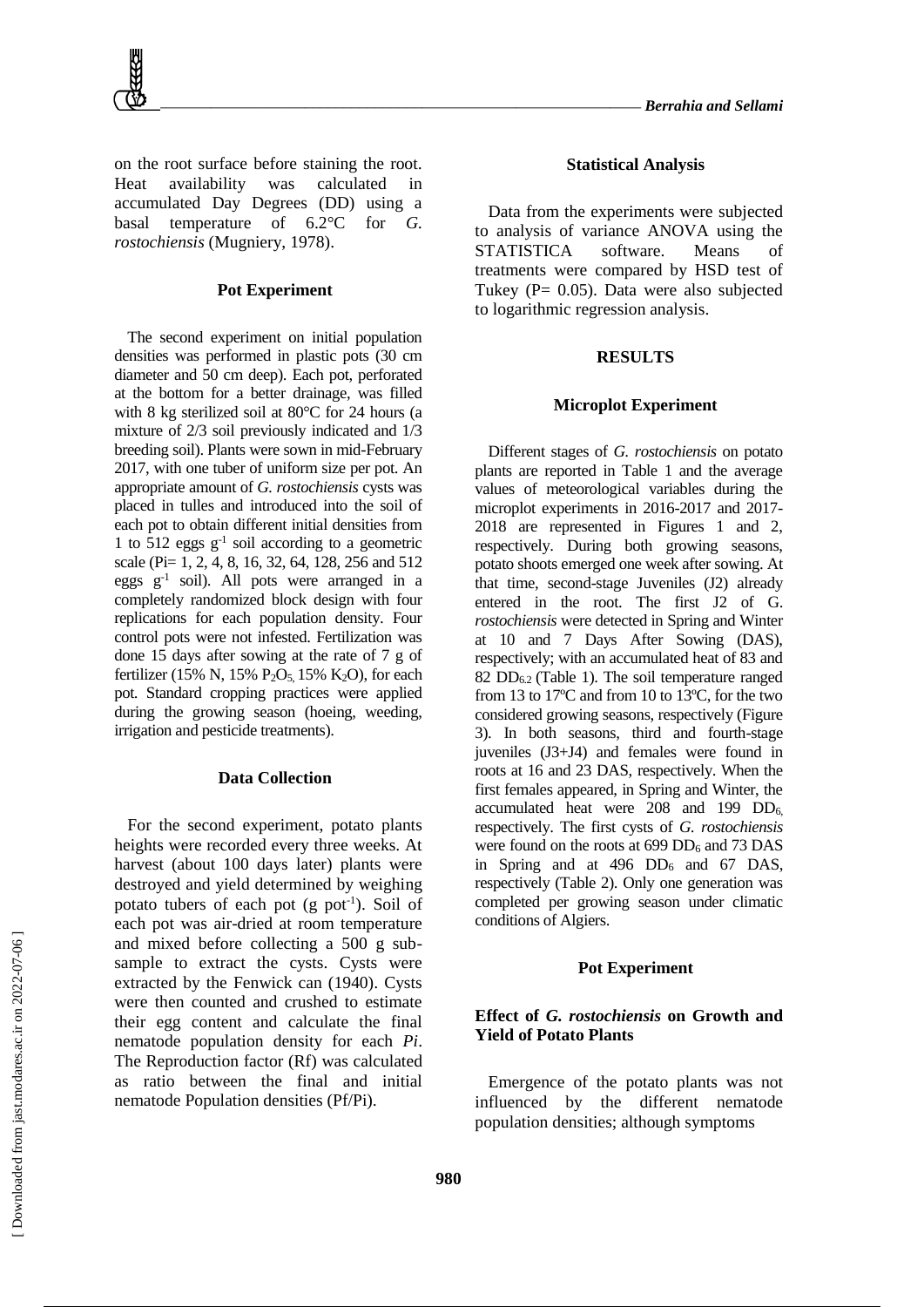on the root surface before staining the root. Heat availability was calculated in accumulated Day Degrees (DD) using a basal temperature of 6.2°C for *G. rostochiensis* (Mugniery, 1978).

### Pot Experiment

The second experiment on initial population densities was performed in plastic pots (30 cm diameter and 50 cm deep). Each pot, perforated at the bottom for a better drainage, was filled with 8 kg sterilized soil at 80°C for 24 hours (a mixture of 2/3 soil previously indicated and 1/3 breeding soil). Plants were sown in mid-February 2017, with one tuber of uniform size per pot. An appropriate amount of *G. rostochiensis* cysts was placed in tulles and introduced into the soil of each pot to obtain different initial densities from 1 to 512 eggs $g^{-1}$ soil according to a geometric scale (Pi= 1, 2, 4, 8, 16, 32, 64, 128, 256 and 512 eggs $g^{-1}$ soil). All pots were arranged in a completely randomized block design with four replications for each population density. Four control pots were not infested. Fertilization was done 15 days after sowing at the rate of 7 g of fertilizer (15% N, 15% $P_2O_5$, 15% $K_2O$), for each pot. Standard cropping practices were applied during the growing season (hoeing, weeding, irrigation and pesticide treatments).

### Data Collection

For the second experiment, potato plants heights were recorded every three weeks. At harvest (about 100 days later) plants were destroyed and yield determined by weighing potato tubers of each pot (g $pot^{-1}$). Soil of each pot was air-dried at room temperature and mixed before collecting a 500 g sub-sample to extract the cysts. Cysts were extracted by the Fenwick can (1940). Cysts were then counted and crushed to estimate their egg content and calculate the final nematode population density for each *Pi*. The Reproduction factor (Rf) was calculated as ratio between the final and initial nematode Population densities (Pf/Pi).

### Statistical Analysis

Data from the experiments were subjected to analysis of variance ANOVA using the STATISTICA software. Means of treatments were compared by HSD test of Tukey (P= 0.05). Data were also subjected to logarithmic regression analysis.

## RESULTS

### Microplot Experiment

Different stages of *G. rostochiensis* on potato plants are reported in Table 1 and the average values of meteorological variables during the microplot experiments in 2016-2017 and 2017-2018 are represented in Figures 1 and 2, respectively. During both growing seasons, potato shoots emerged one week after sowing. At that time, second-stage Juveniles (J2) already entered in the root. The first J2 of G. *rostochiensis* were detected in Spring and Winter at 10 and 7 Days After Sowing (DAS), respectively; with an accumulated heat of 83 and 82 $DD_{6.2}$ (Table 1). The soil temperature ranged from 13 to 17ºC and from 10 to 13ºC, for the two considered growing seasons, respectively (Figure 3). In both seasons, third and fourth-stage juveniles (J3+J4) and females were found in roots at 16 and 23 DAS, respectively. When the first females appeared, in Spring and Winter, the accumulated heat were 208 and 199 $DD_6$, respectively. The first cysts of *G. rostochiensis* were found on the roots at 699 $DD_6$ and 73 DAS in Spring and at 496 $DD_6$ and 67 DAS, respectively (Table 2). Only one generation was completed per growing season under climatic conditions of Algiers.

### Pot Experiment

#### Effect of *G. rostochiensis* on Growth and Yield of Potato Plants

Emergence of the potato plants was not influenced by the different nematode population densities; although symptoms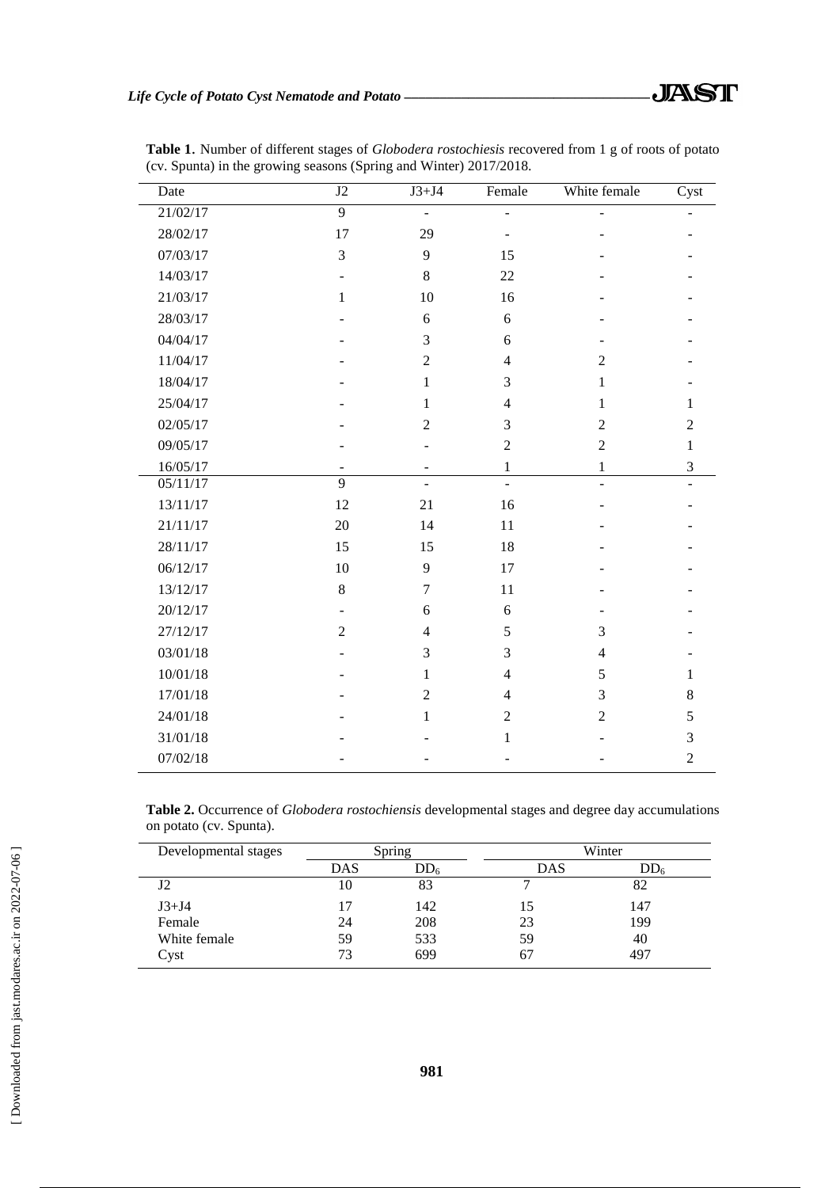**Table 1.** Number of different stages of *Globodera rostochiesis* recovered from 1 g of roots of potato (cv. Spunta) in the growing seasons (Spring and Winter) 2017/2018.

| Date | J2 | J3+J4 | Female | White female | Cyst |
|---|---|---|---|---|---|
| 21/02/17 | 9 | - | - | - | - |
| 28/02/17 | 17 | 29 | - | - | - |
| 07/03/17 | 3 | 9 | 15 | - | - |
| 14/03/17 | - | 8 | 22 | - | - |
| 21/03/17 | 1 | 10 | 16 | - | - |
| 28/03/17 | - | 6 | 6 | - | - |
| 04/04/17 | - | 3 | 6 | - | - |
| 11/04/17 | - | 2 | 4 | 2 | - |
| 18/04/17 | - | 1 | 3 | 1 | - |
| 25/04/17 | - | 1 | 4 | 1 | 1 |
| 02/05/17 | - | 2 | 3 | 2 | 2 |
| 09/05/17 | - | - | 2 | 2 | 1 |
| 16/05/17 | - | - | 1 | 1 | 3 |
| 05/11/17 | 9 | - | - | - | - |
| 13/11/17 | 12 | 21 | 16 | - | - |
| 21/11/17 | 20 | 14 | 11 | - | - |
| 28/11/17 | 15 | 15 | 18 | - | - |
| 06/12/17 | 10 | 9 | 17 | - | - |
| 13/12/17 | 8 | 7 | 11 | - | - |
| 20/12/17 | - | 6 | 6 | - | - |
| 27/12/17 | 2 | 4 | 5 | 3 | - |
| 03/01/18 | - | 3 | 3 | 4 | - |
| 10/01/18 | - | 1 | 4 | 5 | 1 |
| 17/01/18 | - | 2 | 4 | 3 | 8 |
| 24/01/18 | - | 1 | 2 | 2 | 5 |
| 31/01/18 | - | - | 1 | - | 3 |
| 07/02/18 | - | - | - | - | 2 |

**Table 2.** Occurrence of *Globodera rostochiensis* developmental stages and degree day accumulations on potato (cv. Spunta).

| Developmental stages | Spring | | Winter | |
|---|---|---|---|---|
| | DAS | $DD_6$ | DAS | $DD_6$ |
| J2 | 10 | 83 | 7 | 82 |
| J3+J4 | 17 | 142 | 15 | 147 |
| Female | 24 | 208 | 23 | 199 |
| White female | 59 | 533 | 59 | 40 |
| Cyst | 73 | 699 | 67 | 497 |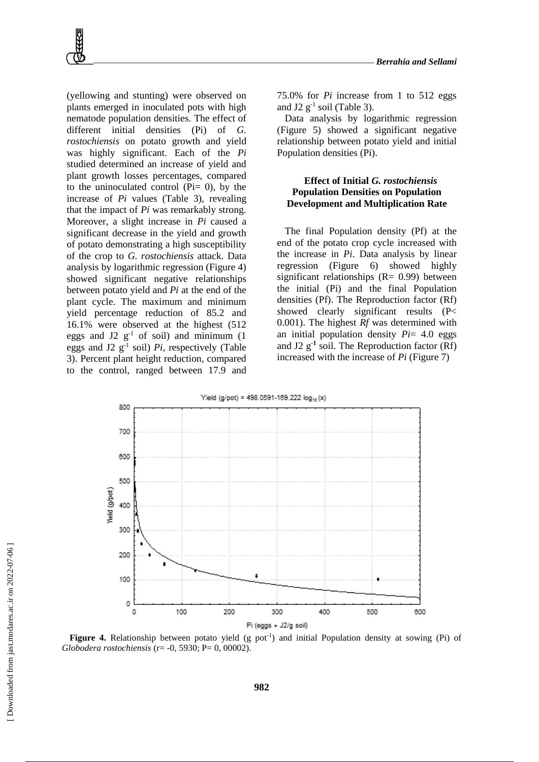(yellowing and stunting) were observed on plants emerged in inoculated pots with high nematode population densities. The effect of different initial densities (Pi) of *G. rostochiensis* on potato growth and yield was highly significant. Each of the *Pi* studied determined an increase of yield and plant growth losses percentages, compared to the uninoculated control (Pi= 0), by the increase of *Pi* values (Table 3), revealing that the impact of *Pi* was remarkably strong. Moreover, a slight increase in *Pi* caused a significant decrease in the yield and growth of potato demonstrating a high susceptibility of the crop to *G. rostochiensis* attack. Data analysis by logarithmic regression (Figure 4) showed significant negative relationships between potato yield and *Pi* at the end of the plant cycle. The maximum and minimum yield percentage reduction of 85.2 and 16.1% were observed at the highest (512 eggs and J2 $g^{-1}$ of soil) and minimum (1 eggs and J2 $g^{-1}$ soil) *Pi*, respectively (Table 3). Percent plant height reduction, compared to the control, ranged between 17.9 and 75.0% for *Pi* increase from 1 to 512 eggs and J2 $g^{-1}$ soil (Table 3).

Data analysis by logarithmic regression (Figure 5) showed a significant negative relationship between potato yield and initial Population densities (Pi).

### Effect of Initial *G. rostochiensis* Population Densities on Population Development and Multiplication Rate

The final Population density (Pf) at the end of the potato crop cycle increased with the increase in *Pi*. Data analysis by linear regression (Figure 6) showed highly significant relationships (R= 0.99) between the initial (Pi) and the final Population densities (Pf). The Reproduction factor (Rf) showed clearly significant results (P< 0.001). The highest *Rf* was determined with an initial population density *Pi*= 4.0 eggs and J2 $g^{-1}$ soil. The Reproduction factor (Rf) increased with the increase of *Pi* (Figure 7)

Yield (g/pot) = 498.0591-169.222 $\log_{10}(x)$

**Figure 4.** Relationship between potato yield (g $pot^{-1}$) and initial Population density at sowing (Pi) of *Globodera rostochiensis* (r= -0, 5930; P= 0, 00002).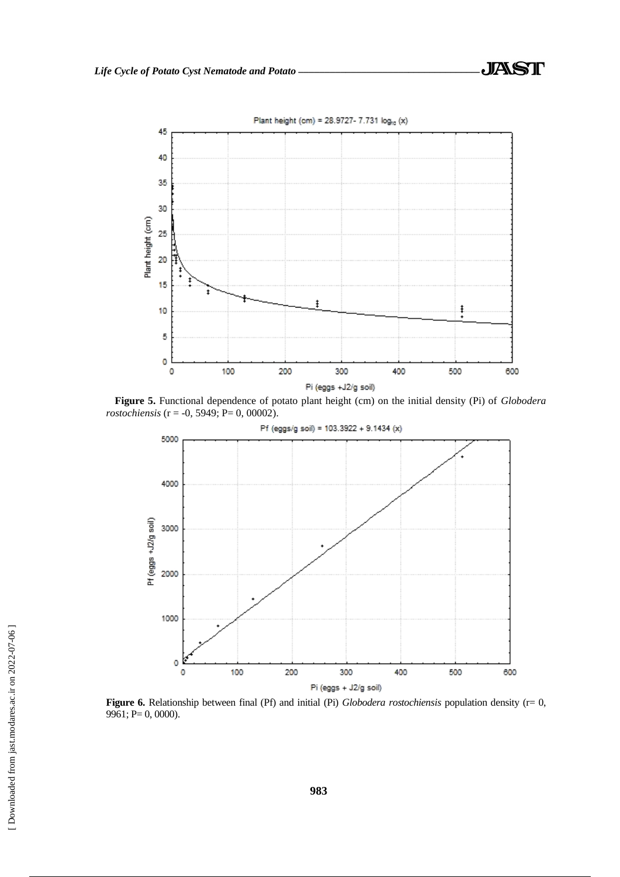Plant height (cm) = 28.9727- 7.731 $\log_{10}$ (x)

**Figure 5.** Functional dependence of potato plant height (cm) on the initial density (Pi) of *Globodera rostochiensis* (r = -0, 5949; P= 0, 00002).

Pf (eggs/g soil) = 103.3922 + 9.1434 (x)

**Figure 6.** Relationship between final (Pf) and initial (Pi) *Globodera rostochiensis* population density (r= 0, 9961; P= 0, 0000).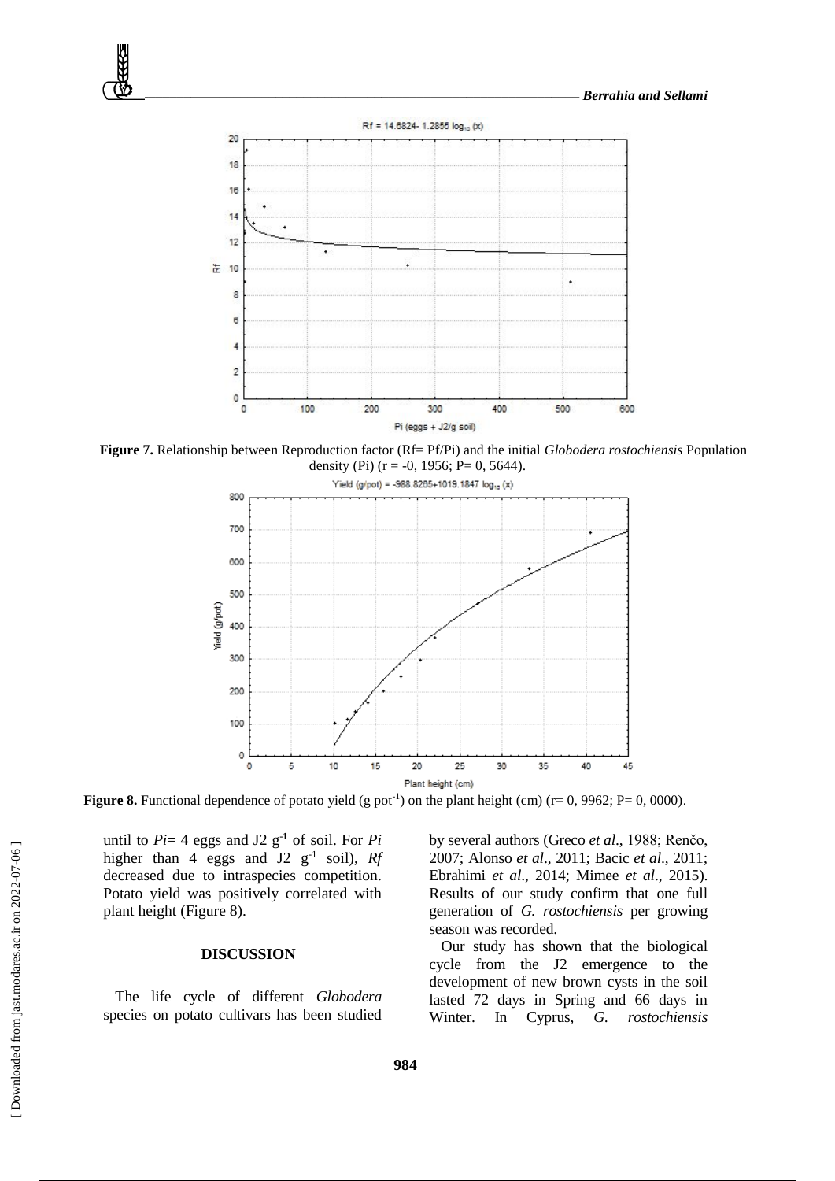Figure 7. Relationship between Reproduction factor (Rf= Pf/Pi) and the initial *Globodera rostochiensis* Population density (Pi) (r = -0, 1956; P= 0, 5644).

Figure 8. Functional dependence of potato yield (g $pot^{-1}$) on the plant height (cm) (r= 0, 9962; P= 0, 0000).

until to *Pi*= 4 eggs and J2 $g^{-1}$ of soil. For *Pi* higher than 4 eggs and J2 $g^{-1}$ soil), *Rf* decreased due to intraspecies competition. Potato yield was positively correlated with plant height (Figure 8).

## DISCUSSION

The life cycle of different *Globodera* species on potato cultivars has been studied by several authors (Greco *et al*., 1988; Renčo, 2007; Alonso *et al*., 2011; Bacic *et al*., 2011; Ebrahimi *et al*., 2014; Mimee *et al*., 2015). Results of our study confirm that one full generation of *G. rostochiensis* per growing season was recorded.

Our study has shown that the biological cycle from the J2 emergence to the development of new brown cysts in the soil lasted 72 days in Spring and 66 days in Winter. In Cyprus, *G. rostochiensis*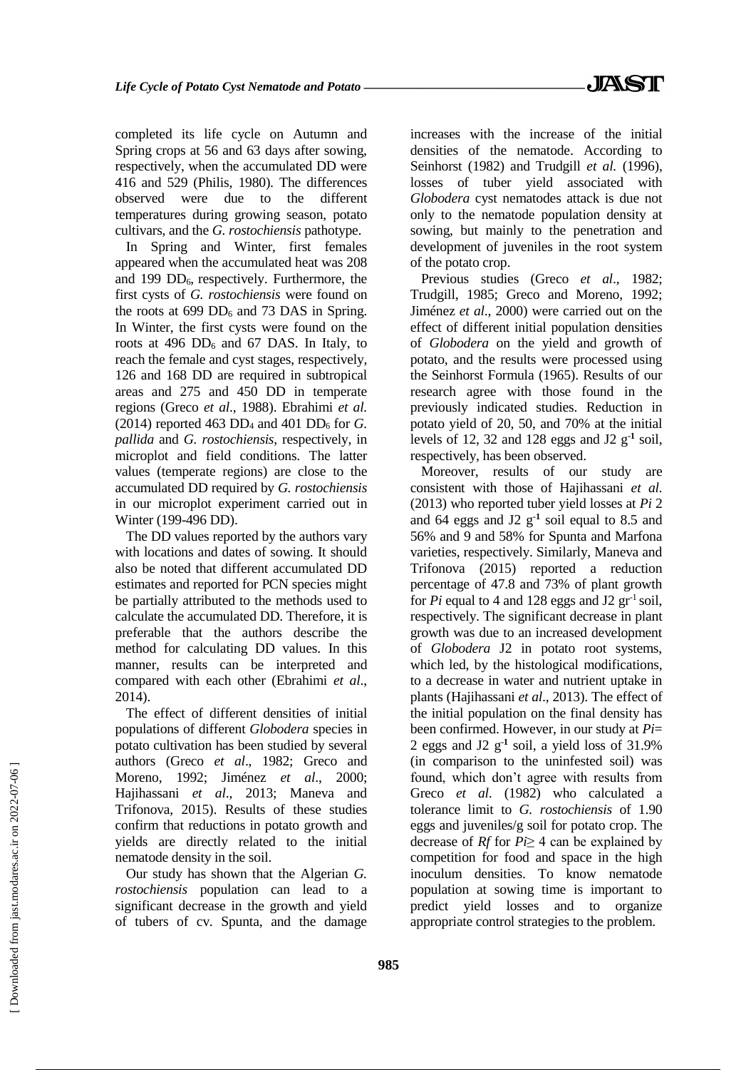completed its life cycle on Autumn and Spring crops at 56 and 63 days after sowing, respectively, when the accumulated DD were 416 and 529 (Philis, 1980). The differences observed were due to the different temperatures during growing season, potato cultivars, and the *G. rostochiensis* pathotype.

In Spring and Winter, first females appeared when the accumulated heat was 208 and 199 $DD_6$, respectively. Furthermore, the first cysts of *G. rostochiensis* were found on the roots at 699 $DD_6$ and 73 DAS in Spring. In Winter, the first cysts were found on the roots at 496 $DD_6$ and 67 DAS. In Italy, to reach the female and cyst stages, respectively, 126 and 168 DD are required in subtropical areas and 275 and 450 DD in temperate regions (Greco *et al*., 1988). Ebrahimi *et al.* (2014) reported 463 $DD_4$ and 401 $DD_6$ for *G. pallida* and *G. rostochiensis*, respectively, in microplot and field conditions. The latter values (temperate regions) are close to the accumulated DD required by *G. rostochiensis* in our microplot experiment carried out in Winter (199-496 DD).

The DD values reported by the authors vary with locations and dates of sowing. It should also be noted that different accumulated DD estimates and reported for PCN species might be partially attributed to the methods used to calculate the accumulated DD. Therefore, it is preferable that the authors describe the method for calculating DD values. In this manner, results can be interpreted and compared with each other (Ebrahimi *et al*., 2014).

The effect of different densities of initial populations of different *Globodera* species in potato cultivation has been studied by several authors (Greco *et al*., 1982; Greco and Moreno, 1992; Jiménez *et al*., 2000; Hajihassani *et al*., 2013; Maneva and Trifonova, 2015). Results of these studies confirm that reductions in potato growth and yields are directly related to the initial nematode density in the soil.

Our study has shown that the Algerian *G. rostochiensis* population can lead to a significant decrease in the growth and yield of tubers of cv. Spunta, and the damage increases with the increase of the initial densities of the nematode. According to Seinhorst (1982) and Trudgill *et al.* (1996), losses of tuber yield associated with *Globodera* cyst nematodes attack is due not only to the nematode population density at sowing, but mainly to the penetration and development of juveniles in the root system of the potato crop.

Previous studies (Greco *et al*., 1982; Trudgill, 1985; Greco and Moreno, 1992; Jiménez *et al*., 2000) were carried out on the effect of different initial population densities of *Globodera* on the yield and growth of potato, and the results were processed using the Seinhorst Formula (1965). Results of our research agree with those found in the previously indicated studies. Reduction in potato yield of 20, 50, and 70% at the initial levels of 12, 32 and 128 eggs and J2 $g^{-1}$ soil, respectively, has been observed.

Moreover, results of our study are consistent with those of Hajihassani *et al.* (2013) who reported tuber yield losses at *Pi* 2 and 64 eggs and J2 $g^{-1}$ soil equal to 8.5 and 56% and 9 and 58% for Spunta and Marfona varieties, respectively. Similarly, Maneva and Trifonova (2015) reported a reduction percentage of 47.8 and 73% of plant growth for *Pi* equal to 4 and 128 eggs and J2 $gr^{-1}$ soil, respectively. The significant decrease in plant growth was due to an increased development of *Globodera* J2 in potato root systems, which led, by the histological modifications, to a decrease in water and nutrient uptake in plants (Hajihassani *et al*., 2013). The effect of the initial population on the final density has been confirmed. However, in our study at *Pi*= 2 eggs and J2 $g^{-1}$ soil, a yield loss of 31.9% (in comparison to the uninfested soil) was found, which don't agree with results from Greco *et al.* (1982) who calculated a tolerance limit to *G. rostochiensis* of 1.90 eggs and juveniles/g soil for potato crop. The decrease of *Rf* for $Pi \geq 4$ can be explained by competition for food and space in the high inoculum densities. To know nematode population at sowing time is important to predict yield losses and to organize appropriate control strategies to the problem.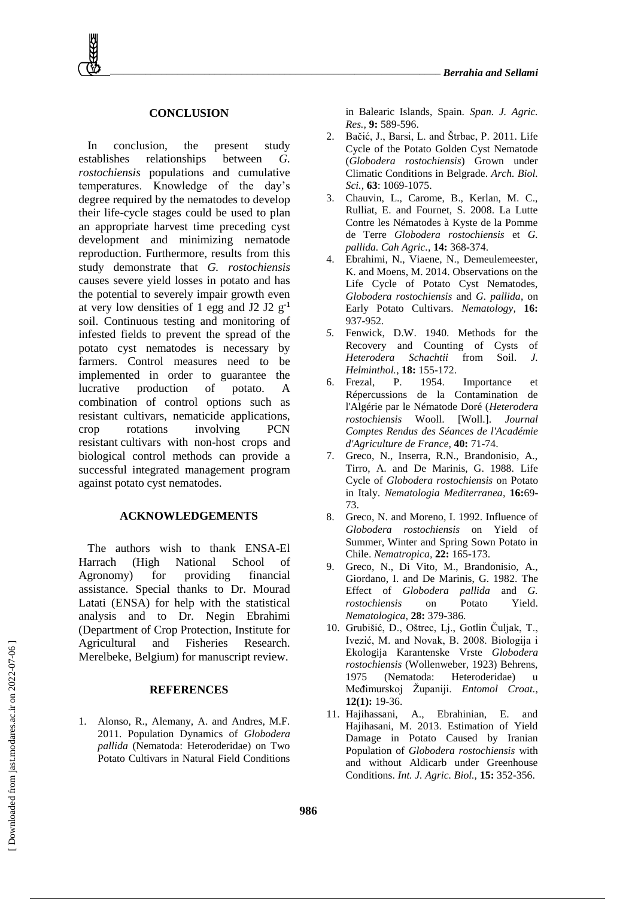## CONCLUSION

In conclusion, the present study establishes relationships between *G. rostochiensis* populations and cumulative temperatures. Knowledge of the day's degree required by the nematodes to develop their life-cycle stages could be used to plan an appropriate harvest time preceding cyst development and minimizing nematode reproduction. Furthermore, results from this study demonstrate that *G. rostochiensis* causes severe yield losses in potato and has the potential to severely impair growth even at very low densities of 1 egg and J2 J2 $g^{-1}$ soil. Continuous testing and monitoring of infested fields to prevent the spread of the potato cyst nematodes is necessary by farmers. Control measures need to be implemented in order to guarantee the lucrative production of potato. A combination of control options such as resistant cultivars, nematicide applications, crop rotations involving PCN resistant cultivars with non-host crops and biological control methods can provide a successful integrated management program against potato cyst nematodes.

## ACKNOWLEDGEMENTS

The authors wish to thank ENSA-El Harrach (High National School of Agronomy) for providing financial assistance. Special thanks to Dr. Mourad Latati (ENSA) for help with the statistical analysis and to Dr. Negin Ebrahimi (Department of Crop Protection, Institute for Agricultural and Fisheries Research. Merelbeke, Belgium) for manuscript review.

## REFERENCES

1. Alonso, R., Alemany, A. and Andres, M.F. 2011. Population Dynamics of *Globodera pallida* (Nematoda: Heteroderidae) on Two Potato Cultivars in Natural Field Conditions in Balearic Islands, Spain. *Span. J. Agric. Res.,* **9:** 589-596.
2. Bačić, J., Barsi, L. and Štrbac, P. 2011. Life Cycle of the Potato Golden Cyst Nematode (*Globodera rostochiensis*) Grown under Climatic Conditions in Belgrade. *Arch. Biol. Sci.,* **63**: 1069-1075.
3. Chauvin, L., Carome, B., Kerlan, M. C., Rulliat, E. and Fournet, S. 2008. La Lutte Contre les Nématodes à Kyste de la Pomme de Terre *Globodera rostochiensis* et *G. pallida. Cah Agric.,* **14:** 368-374.
4. Ebrahimi, N., Viaene, N., Demeulemeester, K. and Moens, M. 2014. Observations on the Life Cycle of Potato Cyst Nematodes, *Globodera rostochiensis* and *G. pallida*, on Early Potato Cultivars. *Nematology,* **16:** 937-952.
5. Fenwick, D.W. 1940. Methods for the Recovery and Counting of Cysts of *Heterodera Schachtii* from Soil. *J. Helminthol.,* **18:** 155-172.
6. Frezal, P. 1954. Importance et Répercussions de la Contamination de l'Algérie par le Nématode Doré (*Heterodera rostochiensis* Wooll. [Woll.]. *Journal Comptes Rendus des Séances de l'Académie d'Agriculture de France,* **40:** 71-74.
7. Greco, N., Inserra, R.N., Brandonisio, A., Tirro, A. and De Marinis, G. 1988. Life Cycle of *Globodera rostochiensis* on Potato in Italy. *Nematologia Mediterranea*, **16:**69-73.
8. Greco, N. and Moreno, I. 1992. Influence of *Globodera rostochiensis* on Yield of Summer, Winter and Spring Sown Potato in Chile. *Nematropica,* **22:** 165-173.
9. Greco, N., Di Vito, M., Brandonisio, A., Giordano, I. and De Marinis, G. 1982. The Effect of *Globodera pallida* and *G. rostochiensis* on Potato Yield. *Nematologica,* **28:** 379-386.
10. Grubišić, D., Oštrec, Lj., Gotlin Čuljak, T., Ivezić, M. and Novak, B. 2008. Biologija i Ekologija Karantenske Vrste *Globodera rostochiensis* (Wollenweber, 1923) Behrens, 1975 (Nematoda: Heteroderidae) u Međimurskoj Županiji. *Entomol Croat.,* **12(1):** 19-36.
11. Hajihassani, A., Ebrahinian, E. and Hajihasani, M. 2013. Estimation of Yield Damage in Potato Caused by Iranian Population of *Globodera rostochiensis* with and without Aldicarb under Greenhouse Conditions. *Int. J. Agric. Biol.,* **15:** 352-356.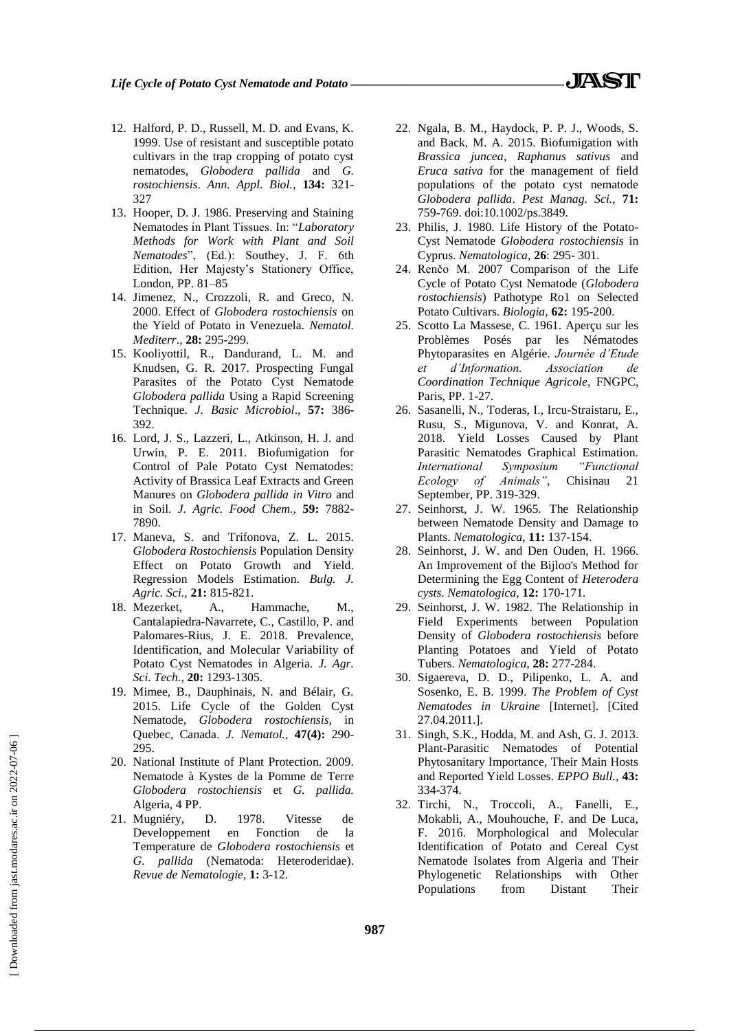12. Halford, P. D., Russell, M. D. and Evans, K. 1999. Use of resistant and susceptible potato cultivars in the trap cropping of potato cyst nematodes, *Globodera pallida* and *G. rostochiensis*. *Ann. Appl. Biol.*, **134:** 321-327
13. Hooper, D. J. 1986. Preserving and Staining Nematodes in Plant Tissues. In: "*Laboratory Methods for Work with Plant and Soil Nematodes*", (Ed.): Southey, J. F. 6th Edition, Her Majesty's Stationery Office, London, PP. 81–85
14. Jimenez, N., Crozzoli, R. and Greco, N. 2000. Effect of *Globodera rostochiensis* on the Yield of Potato in Venezuela. *Nematol. Mediterr.*, **28:** 295-299.
15. Kooliyottil, R., Dandurand, L. M. and Knudsen, G. R. 2017. Prospecting Fungal Parasites of the Potato Cyst Nematode *Globodera pallida* Using a Rapid Screening Technique. *J. Basic Microbiol*., **57:** 386-392.
16. Lord, J. S., Lazzeri, L., Atkinson, H. J. and Urwin, P. E. 2011. Biofumigation for Control of Pale Potato Cyst Nematodes: Activity of Brassica Leaf Extracts and Green Manures on *Globodera pallida in Vitro* and in Soil. *J. Agric. Food Chem.,* **59:** 7882-7890.
17. Maneva, S. and Trifonova, Z. L. 2015. *Globodera Rostochiensis* Population Density Effect on Potato Growth and Yield. Regression Models Estimation. *Bulg. J. Agric. Sci.,* **21:** 815-821.
18. Mezerket, A., Hammache, M., Cantalapiedra-Navarrete, C., Castillo, P. and Palomares-Rius, J. E. 2018. Prevalence, Identification, and Molecular Variability of Potato Cyst Nematodes in Algeria. *J. Agr. Sci. Tech.,* **20:** 1293-1305.
19. Mimee, B., Dauphinais, N. and Bélair, G. 2015. Life Cycle of the Golden Cyst Nematode, *Globodera rostochiensis*, in Quebec, Canada. *J. Nematol.,* **47(4):** 290-295.
20. National Institute of Plant Protection. 2009. Nematode à Kystes de la Pomme de Terre *Globodera rostochiensis* et *G. pallida.* Algeria, 4 PP.
21. Mugniéry, D. 1978. Vitesse de Developpement en Fonction de la Temperature de *Globodera rostochiensis* et *G. pallida* (Nematoda: Heteroderidae). *Revue de Nematologie,* **1:** 3-12.
22. Ngala, B. M., Haydock, P. P. J., Woods, S. and Back, M. A. 2015. Biofumigation with *Brassica juncea*, *Raphanus sativus* and *Eruca sativa* for the management of field populations of the potato cyst nematode *Globodera pallida*. *Pest Manag. Sci.,* **71:** 759-769. doi:10.1002/ps.3849.
23. Philis, J. 1980. Life History of the Potato-Cyst Nematode *Globodera rostochiensis* in Cyprus. *Nematologica,* **26**: 295- 301.
24. Renčo M. 2007 Comparison of the Life Cycle of Potato Cyst Nematode (*Globodera rostochiensis*) Pathotype Ro1 on Selected Potato Cultivars. *Biologia,* **62:** 195-200.
25. Scotto La Massese, C. 1961. Aperçu sur les Problèmes Posés par les Nématodes Phytoparasites en Algérie. *Journée d'Etude et d'Information. Association de Coordination Technique Agricole,* FNGPC, Paris, PP. 1-27.
26. Sasanelli, N., Toderas, I., Ircu-Straistaru, E., Rusu, S., Migunova, V. and Konrat, A. 2018. Yield Losses Caused by Plant Parasitic Nematodes Graphical Estimation. *International Symposium "Functional Ecology of Animals"*, Chisinau 21 September, PP. 319-329.
27. Seinhorst, J. W. 1965. The Relationship between Nematode Density and Damage to Plants. *Nematologica*, **11:** 137-154.
28. Seinhorst, J. W. and Den Ouden, H. 1966. An Improvement of the Bijloo's Method for Determining the Egg Content of *Heterodera cysts. Nematologica*, **12:** 170-171.
29. Seinhorst, J. W. 1982. The Relationship in Field Experiments between Population Density of *Globodera rostochiensis* before Planting Potatoes and Yield of Potato Tubers. *Nematologica*, **28:** 277-284.
30. Sigaereva, D. D., Pilipenko, L. A. and Sosenko, E. B. 1999. *The Problem of Cyst Nematodes in Ukraine* [Internet]. [Cited 27.04.2011.].
31. Singh, S.K., Hodda, M. and Ash, G. J. 2013. Plant-Parasitic Nematodes of Potential Phytosanitary Importance, Their Main Hosts and Reported Yield Losses. *EPPO Bull.,* **43:** 334-374.
32. Tirchi, N., Troccoli, A., Fanelli, E., Mokabli, A., Mouhouche, F. and De Luca, F. 2016. Morphological and Molecular Identification of Potato and Cereal Cyst Nematode Isolates from Algeria and Their Phylogenetic Relationships with Other Populations from Distant Their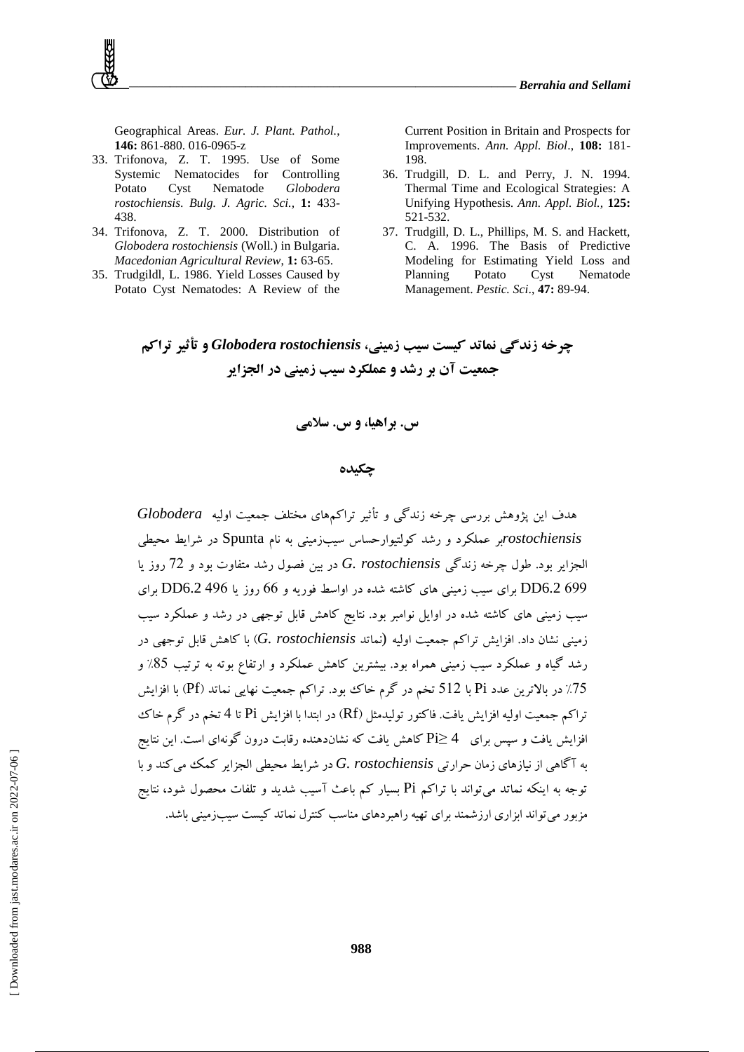Geographical Areas. *Eur. J. Plant. Pathol.*, **146:** 861-880. 016-0965-z

33. Trifonova, Z. T. 1995. Use of Some Systemic Nematocides for Controlling Potato Cyst Nematode *Globodera rostochiensis*. *Bulg. J. Agric. Sci.*, **1:** 433-438.
34. Trifonova, Z. T. 2000. Distribution of *Globodera rostochiensis* (Woll.) in Bulgaria. *Macedonian Agricultural Review*, **1:** 63-65.
35. Trudgildl, L. 1986. Yield Losses Caused by Potato Cyst Nematodes: A Review of the Current Position in Britain and Prospects for Improvements. *Ann. Appl. Biol*., **108:** 181-198.
36. Trudgill, D. L. and Perry, J. N. 1994. Thermal Time and Ecological Strategies: A Unifying Hypothesis. *Ann. Appl. Biol.*, **125:** 521-532.
37. Trudgill, D. L., Phillips, M. S. and Hackett, C. A. 1996. The Basis of Predictive Modeling for Estimating Yield Loss and Planning Potato Cyst Nematode Management. *Pestic. Sci*., **47:** 89-94.

# چرخه زندگی نماتد کیست سیب زمینی، *Globodera rostochiensis* و تأثیر تراکم جمعیت آن بر رشد و عملکرد سیب زمینی در الجزایر

**س. براهیا، و س. سلامی**

## چکیده

هدف این پژوهش بررسی چرخه زندگی و تأثیر تراکم‌های مختلف جمعیت اولیه *Globodera rostochiensis* بر عملکرد و رشد کولتیوارحساس سیب‌زمینی به نام Spunta در شرایط محیطی الجزایر بود. طول چرخه زندگی *G. rostochiensis* در بین فصول رشد متفاوت بود و 72 روز یا 699 DD6.2 برای سیب زمینی های کاشته شده در اواسط فوریه و 66 روز یا 496 DD6.2 برای سیب زمینی های کاشته شده در اوایل نوامبر بود. نتایج کاهش قابل توجهی در رشد و عملکرد سیب زمینی نشان داد. افزایش تراکم جمعیت اولیه (نماتد *G. rostochiensis*) با کاهش قابل توجهی در رشد گیاه و عملکرد سیب زمینی همراه بود. بیشترین کاهش عملکرد و ارتفاع بوته به ترتیب 85٪ و 75٪ در بالاترین عدد Pi با 512 تخم در گرم خاک بود. تراکم جمعیت نهایی نماتد (Pf) با افزایش تراکم جمعیت اولیه افزایش یافت. فاکتور تولیدمثل (Rf) در ابتدا با افزایش Pi تا 4 تخم در گرم خاک افزایش یافت و سپس برای $Pi \geq 4$ کاهش یافت که نشان‌دهنده رقابت درون گونه‌ای است. این نتایج به آگاهی از نیازهای زمان حرارتی *G. rostochiensis* در شرایط محیطی الجزایر کمک می‌کند و با توجه به اینکه نماتد می‌تواند با تراکم Pi بسیار کم باعث آسیب شدید و تلفات محصول شود، نتایج مزبور می‌تواند ابزاری ارزشمند برای تهیه راهبردهای مناسب کنترل نماتد کیست سیب‌زمینی باشد.